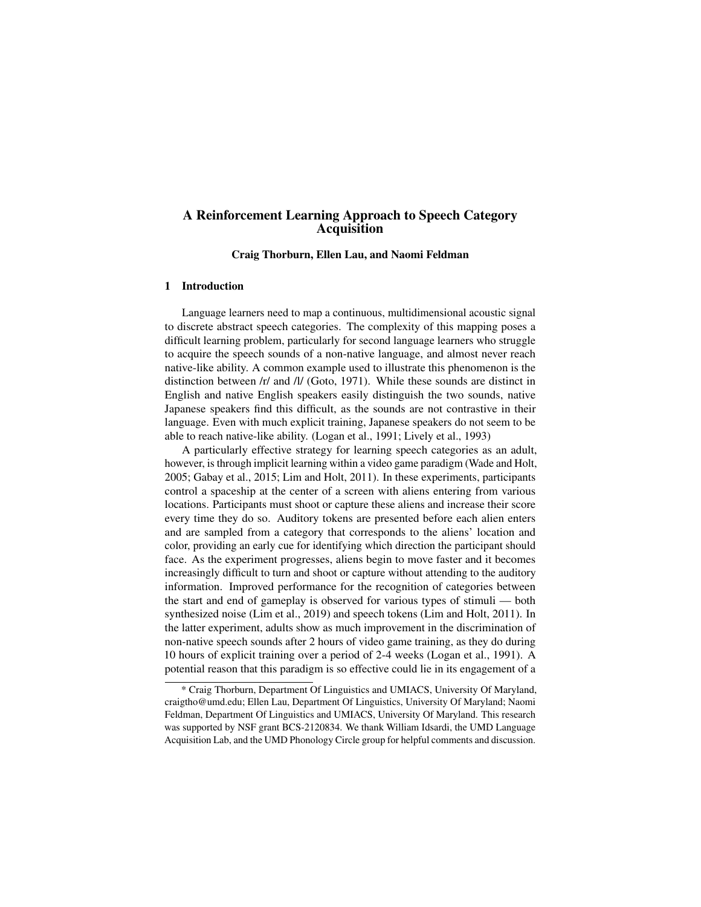# A Reinforcement Learning Approach to Speech Category Acquisition

**Craig Thorburn, Ellen Lau, and Naomi Feldman**

## 1 Introduction

Language learners need to map a continuous, multidimensional acoustic signal to discrete abstract speech categories. The complexity of this mapping poses a difficult learning problem, particularly for second language learners who struggle to acquire the speech sounds of a non-native language, and almost never reach native-like ability. A common example used to illustrate this phenomenon is the distinction between /r/ and /l/ (Goto, 1971). While these sounds are distinct in English and native English speakers easily distinguish the two sounds, native Japanese speakers find this difficult, as the sounds are not contrastive in their language. Even with much explicit training, Japanese speakers do not seem to be able to reach native-like ability. (Logan et al., 1991; Lively et al., 1993)

A particularly effective strategy for learning speech categories as an adult, however, is through implicit learning within a video game paradigm (Wade and Holt, 2005; Gabay et al., 2015; Lim and Holt, 2011). In these experiments, participants control a spaceship at the center of a screen with aliens entering from various locations. Participants must shoot or capture these aliens and increase their score every time they do so. Auditory tokens are presented before each alien enters and are sampled from a category that corresponds to the aliens' location and color, providing an early cue for identifying which direction the participant should face. As the experiment progresses, aliens begin to move faster and it becomes increasingly difficult to turn and shoot or capture without attending to the auditory information. Improved performance for the recognition of categories between the start and end of gameplay is observed for various types of stimuli — both synthesized noise (Lim et al., 2019) and speech tokens (Lim and Holt, 2011). In the latter experiment, adults show as much improvement in the discrimination of non-native speech sounds after 2 hours of video game training, as they do during 10 hours of explicit training over a period of 2-4 weeks (Logan et al., 1991). A potential reason that this paradigm is so effective could lie in its engagement of a

* Craig Thorburn, Department Of Linguistics and UMIACS, University Of Maryland, craigtho@umd.edu; Ellen Lau, Department Of Linguistics, University Of Maryland; Naomi Feldman, Department Of Linguistics and UMIACS, University Of Maryland. This research was supported by NSF grant BCS-2120834. We thank William Idsardi, the UMD Language Acquisition Lab, and the UMD Phonology Circle group for helpful comments and discussion.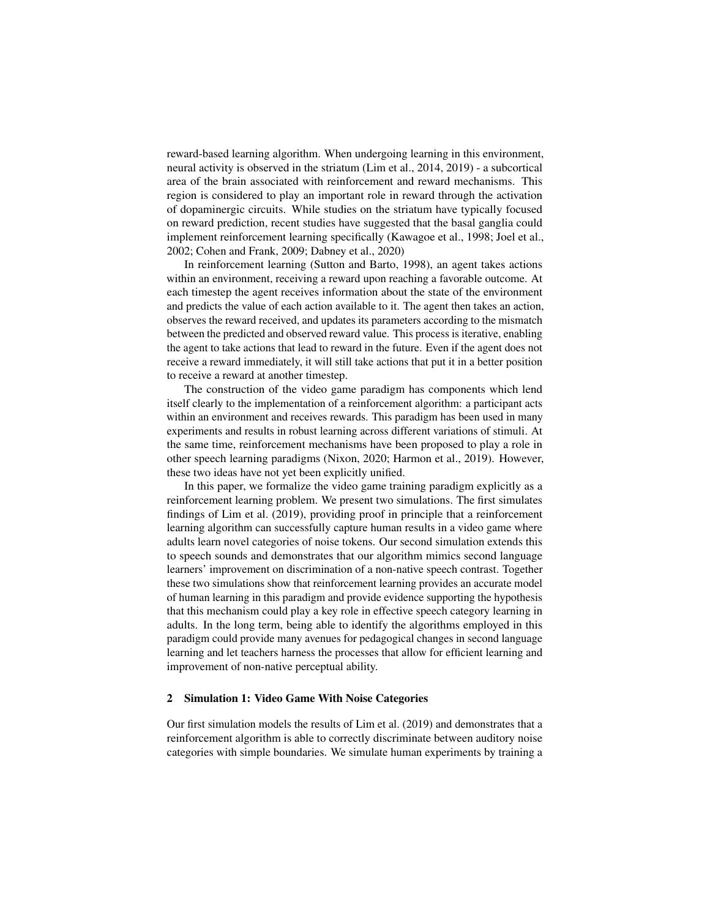reward-based learning algorithm. When undergoing learning in this environment, neural activity is observed in the striatum (Lim et al., 2014, 2019) - a subcortical area of the brain associated with reinforcement and reward mechanisms. This region is considered to play an important role in reward through the activation of dopaminergic circuits. While studies on the striatum have typically focused on reward prediction, recent studies have suggested that the basal ganglia could implement reinforcement learning specifically (Kawagoe et al., 1998; Joel et al., 2002; Cohen and Frank, 2009; Dabney et al., 2020)

In reinforcement learning (Sutton and Barto, 1998), an agent takes actions within an environment, receiving a reward upon reaching a favorable outcome. At each timestep the agent receives information about the state of the environment and predicts the value of each action available to it. The agent then takes an action, observes the reward received, and updates its parameters according to the mismatch between the predicted and observed reward value. This process is iterative, enabling the agent to take actions that lead to reward in the future. Even if the agent does not receive a reward immediately, it will still take actions that put it in a better position to receive a reward at another timestep.

The construction of the video game paradigm has components which lend itself clearly to the implementation of a reinforcement algorithm: a participant acts within an environment and receives rewards. This paradigm has been used in many experiments and results in robust learning across different variations of stimuli. At the same time, reinforcement mechanisms have been proposed to play a role in other speech learning paradigms (Nixon, 2020; Harmon et al., 2019). However, these two ideas have not yet been explicitly unified.

In this paper, we formalize the video game training paradigm explicitly as a reinforcement learning problem. We present two simulations. The first simulates findings of Lim et al. (2019), providing proof in principle that a reinforcement learning algorithm can successfully capture human results in a video game where adults learn novel categories of noise tokens. Our second simulation extends this to speech sounds and demonstrates that our algorithm mimics second language learners' improvement on discrimination of a non-native speech contrast. Together these two simulations show that reinforcement learning provides an accurate model of human learning in this paradigm and provide evidence supporting the hypothesis that this mechanism could play a key role in effective speech category learning in adults. In the long term, being able to identify the algorithms employed in this paradigm could provide many avenues for pedagogical changes in second language learning and let teachers harness the processes that allow for efficient learning and improvement of non-native perceptual ability.

## 2 Simulation 1: Video Game With Noise Categories

Our first simulation models the results of Lim et al. (2019) and demonstrates that a reinforcement algorithm is able to correctly discriminate between auditory noise categories with simple boundaries. We simulate human experiments by training a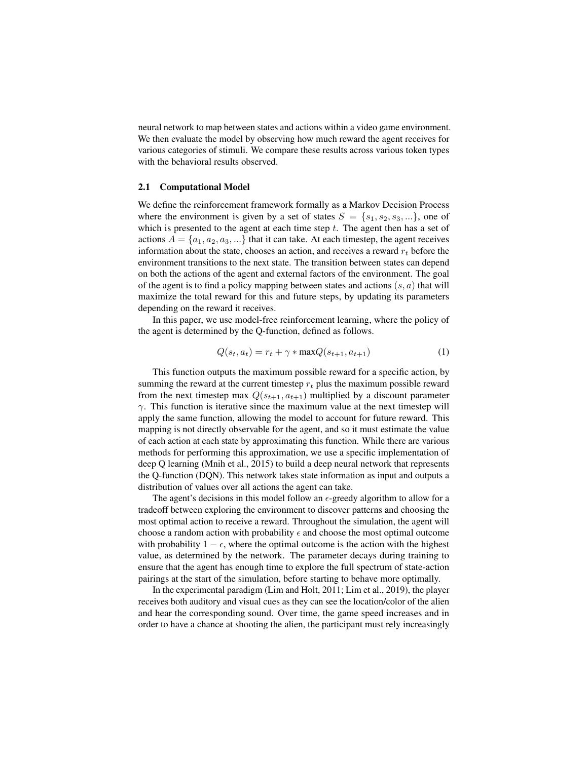neural network to map between states and actions within a video game environment. We then evaluate the model by observing how much reward the agent receives for various categories of stimuli. We compare these results across various token types with the behavioral results observed.

### 2.1 Computational Model

We define the reinforcement framework formally as a Markov Decision Process where the environment is given by a set of states $S = \{s_1, s_2, s_3, ...\}$, one of which is presented to the agent at each time step $t$. The agent then has a set of actions $A = \{a_1, a_2, a_3, ...\}$ that it can take. At each timestep, the agent receives information about the state, chooses an action, and receives a reward $r_t$ before the environment transitions to the next state. The transition between states can depend on both the actions of the agent and external factors of the environment. The goal of the agent is to find a policy mapping between states and actions $(s, a)$ that will maximize the total reward for this and future steps, by updating its parameters depending on the reward it receives.

In this paper, we use model-free reinforcement learning, where the policy of the agent is determined by the Q-function, defined as follows.

$$Q(s_t, a_t) = r_t + \gamma * \max Q(s_{t+1}, a_{t+1}) \tag{1}$$

This function outputs the maximum possible reward for a specific action, by summing the reward at the current timestep $r_t$ plus the maximum possible reward from the next timestep max $Q(s_{t+1}, a_{t+1})$ multiplied by a discount parameter $\gamma$. This function is iterative since the maximum value at the next timestep will apply the same function, allowing the model to account for future reward. This mapping is not directly observable for the agent, and so it must estimate the value of each action at each state by approximating this function. While there are various methods for performing this approximation, we use a specific implementation of deep Q learning (Mnih et al., 2015) to build a deep neural network that represents the Q-function (DQN). This network takes state information as input and outputs a distribution of values over all actions the agent can take.

The agent's decisions in this model follow an $\epsilon$-greedy algorithm to allow for a tradeoff between exploring the environment to discover patterns and choosing the most optimal action to receive a reward. Throughout the simulation, the agent will choose a random action with probability $\epsilon$ and choose the most optimal outcome with probability $1 - \epsilon$, where the optimal outcome is the action with the highest value, as determined by the network. The parameter decays during training to ensure that the agent has enough time to explore the full spectrum of state-action pairings at the start of the simulation, before starting to behave more optimally.

In the experimental paradigm (Lim and Holt, 2011; Lim et al., 2019), the player receives both auditory and visual cues as they can see the location/color of the alien and hear the corresponding sound. Over time, the game speed increases and in order to have a chance at shooting the alien, the participant must rely increasingly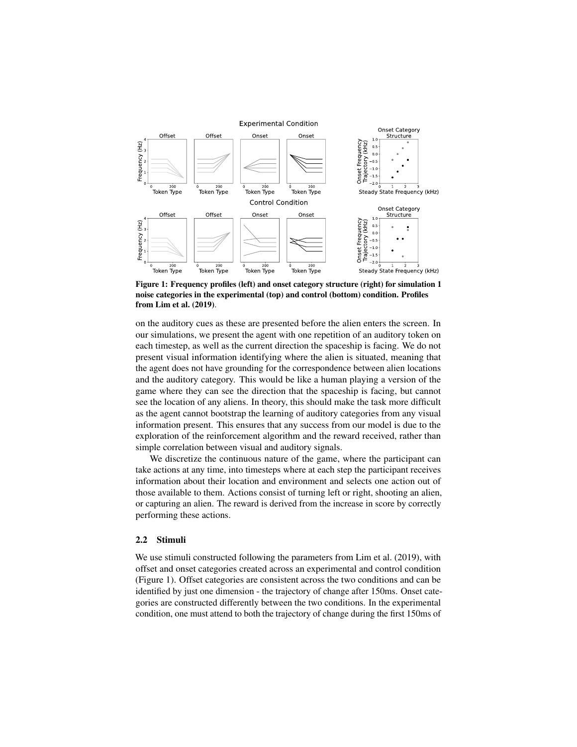Figure 1: Frequency profiles (left) and onset category structure (right) for simulation 1 noise categories in the experimental (top) and control (bottom) condition. Profiles from Lim et al. (2019).

on the auditory cues as these are presented before the alien enters the screen. In our simulations, we present the agent with one repetition of an auditory token on each timestep, as well as the current direction the spaceship is facing. We do not present visual information identifying where the alien is situated, meaning that the agent does not have grounding for the correspondence between alien locations and the auditory category. This would be like a human playing a version of the game where they can see the direction that the spaceship is facing, but cannot see the location of any aliens. In theory, this should make the task more difficult as the agent cannot bootstrap the learning of auditory categories from any visual information present. This ensures that any success from our model is due to the exploration of the reinforcement algorithm and the reward received, rather than simple correlation between visual and auditory signals.

We discretize the continuous nature of the game, where the participant can take actions at any time, into timesteps where at each step the participant receives information about their location and environment and selects one action out of those available to them. Actions consist of turning left or right, shooting an alien, or capturing an alien. The reward is derived from the increase in score by correctly performing these actions.

### 2.2 Stimuli

We use stimuli constructed following the parameters from Lim et al. (2019), with offset and onset categories created across an experimental and control condition (Figure 1). Offset categories are consistent across the two conditions and can be identified by just one dimension - the trajectory of change after 150ms. Onset categories are constructed differently between the two conditions. In the experimental condition, one must attend to both the trajectory of change during the first 150ms of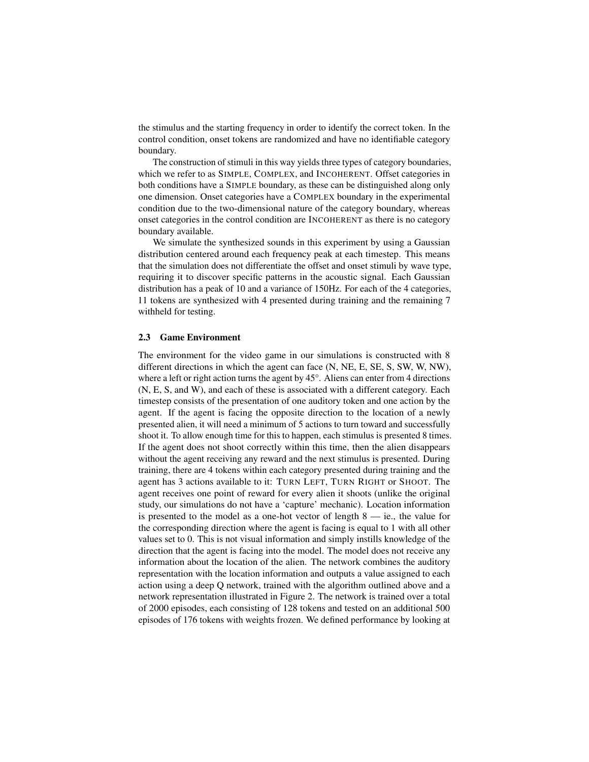the stimulus and the starting frequency in order to identify the correct token. In the control condition, onset tokens are randomized and have no identifiable category boundary.

The construction of stimuli in this way yields three types of category boundaries, which we refer to as SIMPLE, COMPLEX, and INCOHERENT. Offset categories in both conditions have a SIMPLE boundary, as these can be distinguished along only one dimension. Onset categories have a COMPLEX boundary in the experimental condition due to the two-dimensional nature of the category boundary, whereas onset categories in the control condition are INCOHERENT as there is no category boundary available.

We simulate the synthesized sounds in this experiment by using a Gaussian distribution centered around each frequency peak at each timestep. This means that the simulation does not differentiate the offset and onset stimuli by wave type, requiring it to discover specific patterns in the acoustic signal. Each Gaussian distribution has a peak of 10 and a variance of 150Hz. For each of the 4 categories, 11 tokens are synthesized with 4 presented during training and the remaining 7 withheld for testing.

### 2.3 Game Environment

The environment for the video game in our simulations is constructed with 8 different directions in which the agent can face (N, NE, E, SE, S, SW, W, NW), where a left or right action turns the agent by 45°. Aliens can enter from 4 directions (N, E, S, and W), and each of these is associated with a different category. Each timestep consists of the presentation of one auditory token and one action by the agent. If the agent is facing the opposite direction to the location of a newly presented alien, it will need a minimum of 5 actions to turn toward and successfully shoot it. To allow enough time for this to happen, each stimulus is presented 8 times. If the agent does not shoot correctly within this time, then the alien disappears without the agent receiving any reward and the next stimulus is presented. During training, there are 4 tokens within each category presented during training and the agent has 3 actions available to it: TURN LEFT, TURN RIGHT or SHOOT. The agent receives one point of reward for every alien it shoots (unlike the original study, our simulations do not have a 'capture' mechanic). Location information is presented to the model as a one-hot vector of length 8 — ie., the value for the corresponding direction where the agent is facing is equal to 1 with all other values set to 0. This is not visual information and simply instills knowledge of the direction that the agent is facing into the model. The model does not receive any information about the location of the alien. The network combines the auditory representation with the location information and outputs a value assigned to each action using a deep Q network, trained with the algorithm outlined above and a network representation illustrated in Figure 2. The network is trained over a total of 2000 episodes, each consisting of 128 tokens and tested on an additional 500 episodes of 176 tokens with weights frozen. We defined performance by looking at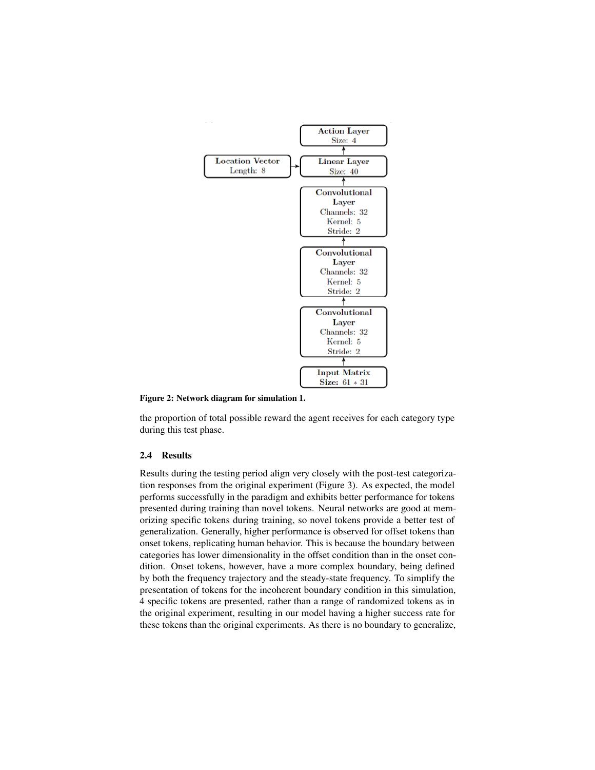**Figure 2: Network diagram for simulation 1.**

the proportion of total possible reward the agent receives for each category type during this test phase.

### 2.4 Results

Results during the testing period align very closely with the post-test categorization responses from the original experiment (Figure 3). As expected, the model performs successfully in the paradigm and exhibits better performance for tokens presented during training than novel tokens. Neural networks are good at memorizing specific tokens during training, so novel tokens provide a better test of generalization. Generally, higher performance is observed for offset tokens than onset tokens, replicating human behavior. This is because the boundary between categories has lower dimensionality in the offset condition than in the onset condition. Onset tokens, however, have a more complex boundary, being defined by both the frequency trajectory and the steady-state frequency. To simplify the presentation of tokens for the incoherent boundary condition in this simulation, 4 specific tokens are presented, rather than a range of randomized tokens as in the original experiment, resulting in our model having a higher success rate for these tokens than the original experiments. As there is no boundary to generalize,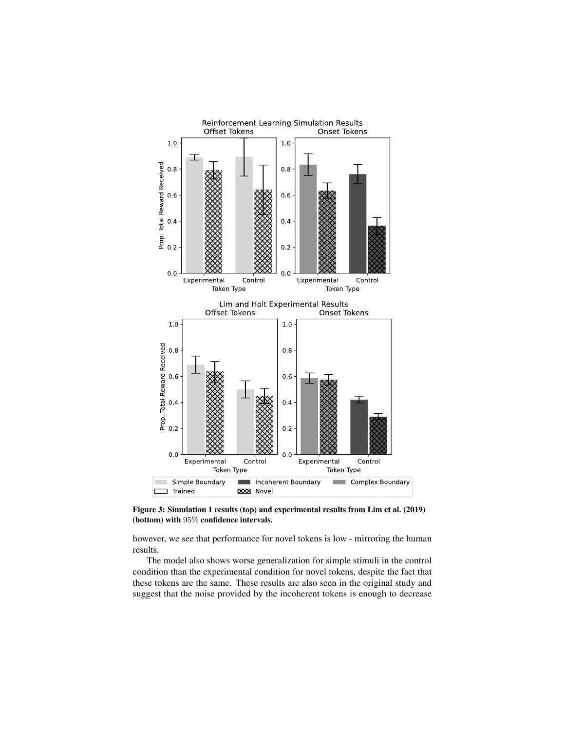**Figure 3: Simulation 1 results (top) and experimental results from Lim et al. (2019) (bottom) with 95% confidence intervals.**

however, we see that performance for novel tokens is low - mirroring the human results.

The model also shows worse generalization for simple stimuli in the control condition than the experimental condition for novel tokens, despite the fact that these tokens are the same. These results are also seen in the original study and suggest that the noise provided by the incoherent tokens is enough to decrease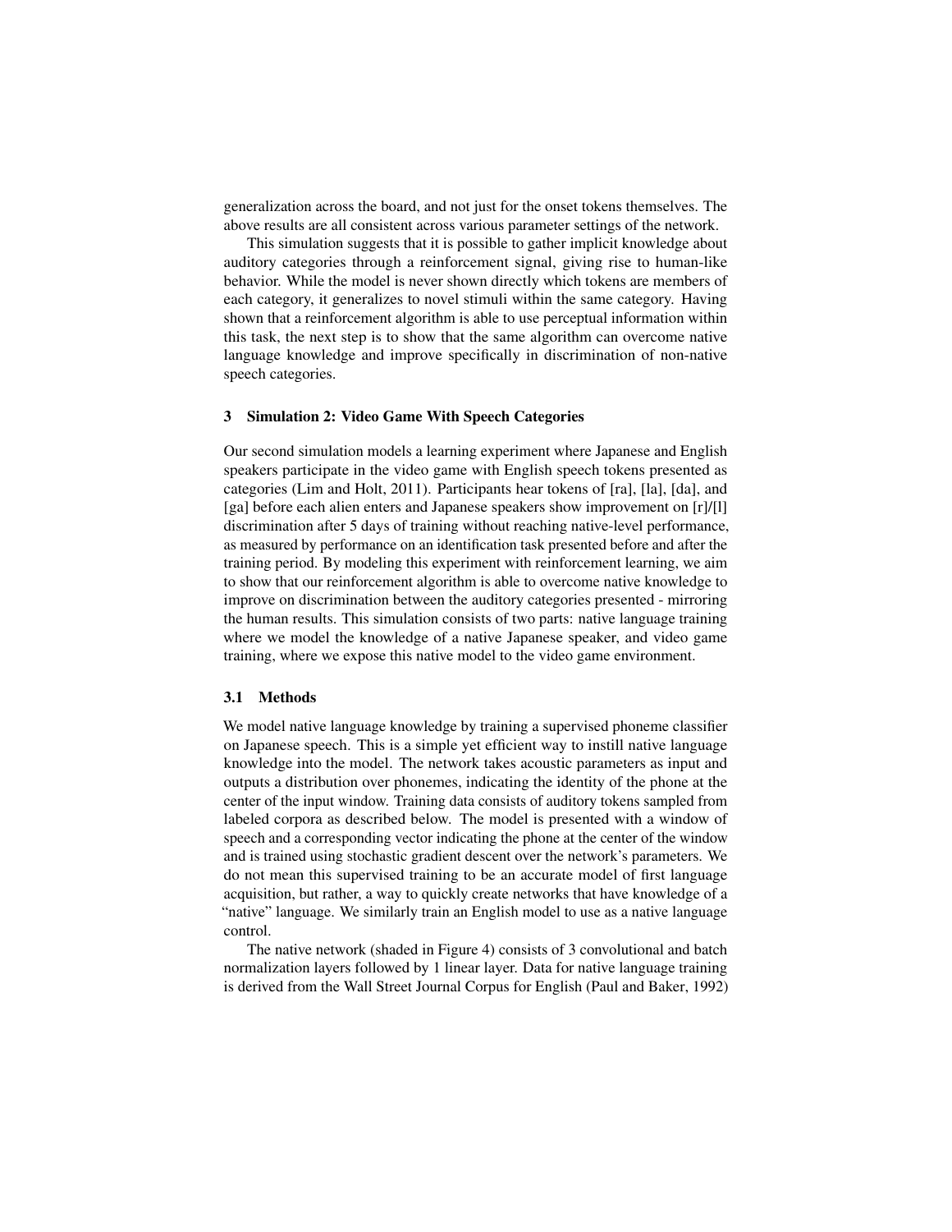generalization across the board, and not just for the onset tokens themselves. The above results are all consistent across various parameter settings of the network.

This simulation suggests that it is possible to gather implicit knowledge about auditory categories through a reinforcement signal, giving rise to human-like behavior. While the model is never shown directly which tokens are members of each category, it generalizes to novel stimuli within the same category. Having shown that a reinforcement algorithm is able to use perceptual information within this task, the next step is to show that the same algorithm can overcome native language knowledge and improve specifically in discrimination of non-native speech categories.

## 3 Simulation 2: Video Game With Speech Categories

Our second simulation models a learning experiment where Japanese and English speakers participate in the video game with English speech tokens presented as categories (Lim and Holt, 2011). Participants hear tokens of [ra], [la], [da], and [ga] before each alien enters and Japanese speakers show improvement on [r]/[l] discrimination after 5 days of training without reaching native-level performance, as measured by performance on an identification task presented before and after the training period. By modeling this experiment with reinforcement learning, we aim to show that our reinforcement algorithm is able to overcome native knowledge to improve on discrimination between the auditory categories presented - mirroring the human results. This simulation consists of two parts: native language training where we model the knowledge of a native Japanese speaker, and video game training, where we expose this native model to the video game environment.

### 3.1 Methods

We model native language knowledge by training a supervised phoneme classifier on Japanese speech. This is a simple yet efficient way to instill native language knowledge into the model. The network takes acoustic parameters as input and outputs a distribution over phonemes, indicating the identity of the phone at the center of the input window. Training data consists of auditory tokens sampled from labeled corpora as described below. The model is presented with a window of speech and a corresponding vector indicating the phone at the center of the window and is trained using stochastic gradient descent over the network's parameters. We do not mean this supervised training to be an accurate model of first language acquisition, but rather, a way to quickly create networks that have knowledge of a "native" language. We similarly train an English model to use as a native language control.

The native network (shaded in Figure 4) consists of 3 convolutional and batch normalization layers followed by 1 linear layer. Data for native language training is derived from the Wall Street Journal Corpus for English (Paul and Baker, 1992)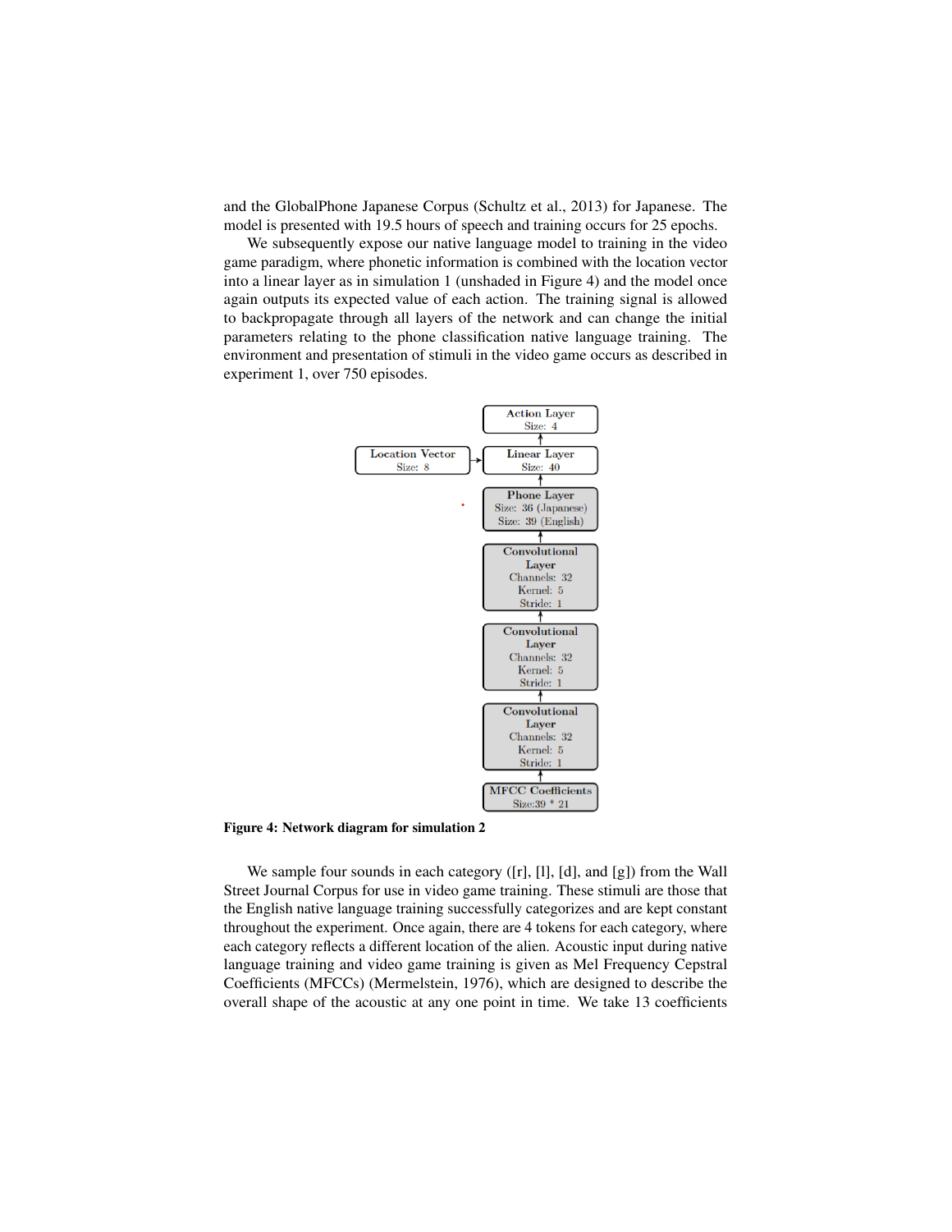and the GlobalPhone Japanese Corpus (Schultz et al., 2013) for Japanese. The model is presented with 19.5 hours of speech and training occurs for 25 epochs.

We subsequently expose our native language model to training in the video game paradigm, where phonetic information is combined with the location vector into a linear layer as in simulation 1 (unshaded in Figure 4) and the model once again outputs its expected value of each action. The training signal is allowed to backpropagate through all layers of the network and can change the initial parameters relating to the phone classification native language training. The environment and presentation of stimuli in the video game occurs as described in experiment 1, over 750 episodes.

**Figure 4: Network diagram for simulation 2**

We sample four sounds in each category ([r], [l], [d], and [g]) from the Wall Street Journal Corpus for use in video game training. These stimuli are those that the English native language training successfully categorizes and are kept constant throughout the experiment. Once again, there are 4 tokens for each category, where each category reflects a different location of the alien. Acoustic input during native language training and video game training is given as Mel Frequency Cepstral Coefficients (MFCCs) (Mermelstein, 1976), which are designed to describe the overall shape of the acoustic at any one point in time. We take 13 coefficients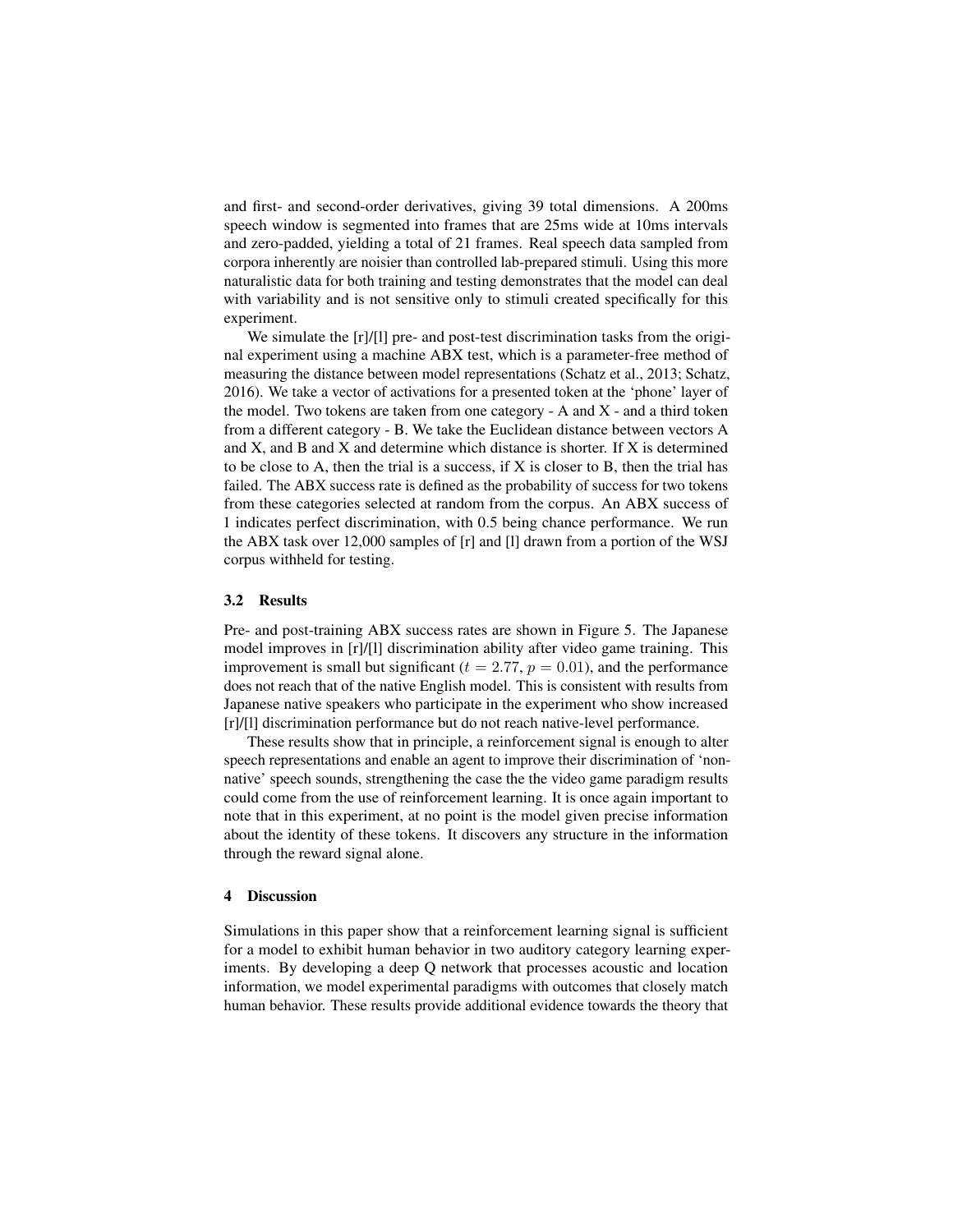and first- and second-order derivatives, giving 39 total dimensions. A 200ms speech window is segmented into frames that are 25ms wide at 10ms intervals and zero-padded, yielding a total of 21 frames. Real speech data sampled from corpora inherently are noisier than controlled lab-prepared stimuli. Using this more naturalistic data for both training and testing demonstrates that the model can deal with variability and is not sensitive only to stimuli created specifically for this experiment.

We simulate the [r]/[l] pre- and post-test discrimination tasks from the original experiment using a machine ABX test, which is a parameter-free method of measuring the distance between model representations (Schatz et al., 2013; Schatz, 2016). We take a vector of activations for a presented token at the 'phone' layer of the model. Two tokens are taken from one category - A and X - and a third token from a different category - B. We take the Euclidean distance between vectors A and X, and B and X and determine which distance is shorter. If X is determined to be close to A, then the trial is a success, if X is closer to B, then the trial has failed. The ABX success rate is defined as the probability of success for two tokens from these categories selected at random from the corpus. An ABX success of 1 indicates perfect discrimination, with 0.5 being chance performance. We run the ABX task over 12,000 samples of [r] and [l] drawn from a portion of the WSJ corpus withheld for testing.

### 3.2 Results

Pre- and post-training ABX success rates are shown in Figure 5. The Japanese model improves in [r]/[l] discrimination ability after video game training. This improvement is small but significant ($t = 2.77$, $p = 0.01$), and the performance does not reach that of the native English model. This is consistent with results from Japanese native speakers who participate in the experiment who show increased [r]/[l] discrimination performance but do not reach native-level performance.

These results show that in principle, a reinforcement signal is enough to alter speech representations and enable an agent to improve their discrimination of 'non-native' speech sounds, strengthening the case the the video game paradigm results could come from the use of reinforcement learning. It is once again important to note that in this experiment, at no point is the model given precise information about the identity of these tokens. It discovers any structure in the information through the reward signal alone.

## 4 Discussion

Simulations in this paper show that a reinforcement learning signal is sufficient for a model to exhibit human behavior in two auditory category learning experiments. By developing a deep Q network that processes acoustic and location information, we model experimental paradigms with outcomes that closely match human behavior. These results provide additional evidence towards the theory that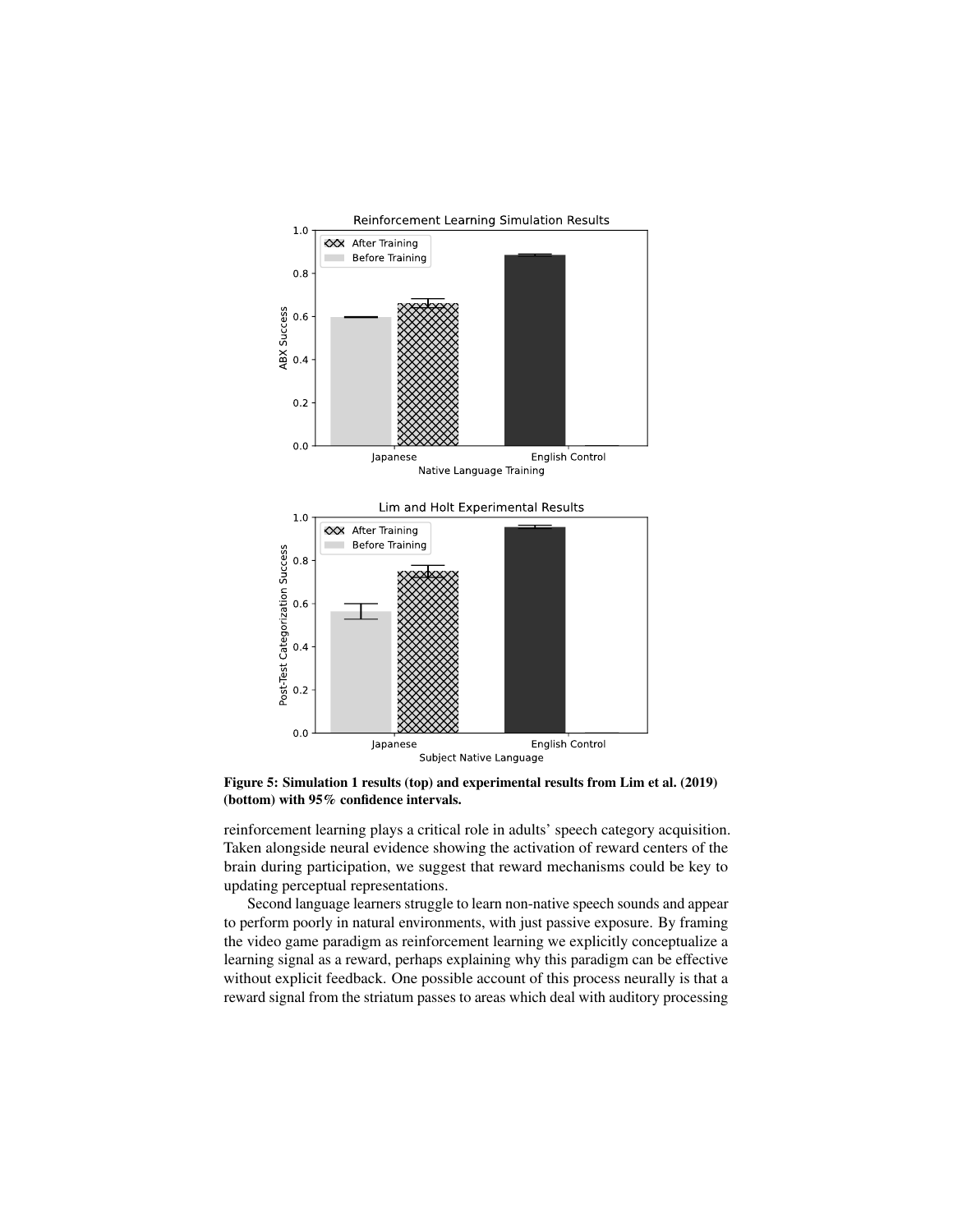**Figure 5: Simulation 1 results (top) and experimental results from Lim et al. (2019) (bottom) with 95% confidence intervals.**

reinforcement learning plays a critical role in adults' speech category acquisition. Taken alongside neural evidence showing the activation of reward centers of the brain during participation, we suggest that reward mechanisms could be key to updating perceptual representations.

Second language learners struggle to learn non-native speech sounds and appear to perform poorly in natural environments, with just passive exposure. By framing the video game paradigm as reinforcement learning we explicitly conceptualize a learning signal as a reward, perhaps explaining why this paradigm can be effective without explicit feedback. One possible account of this process neurally is that a reward signal from the striatum passes to areas which deal with auditory processing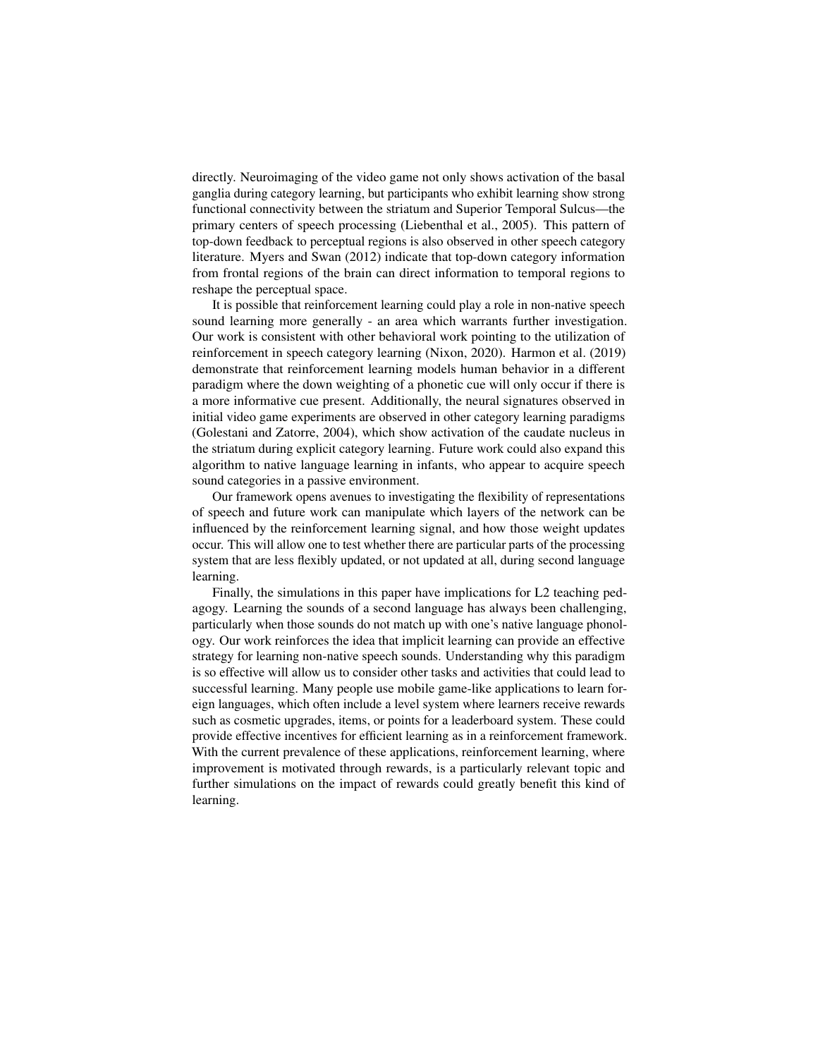directly. Neuroimaging of the video game not only shows activation of the basal ganglia during category learning, but participants who exhibit learning show strong functional connectivity between the striatum and Superior Temporal Sulcus—the primary centers of speech processing (Liebenthal et al., 2005). This pattern of top-down feedback to perceptual regions is also observed in other speech category literature. Myers and Swan (2012) indicate that top-down category information from frontal regions of the brain can direct information to temporal regions to reshape the perceptual space.

It is possible that reinforcement learning could play a role in non-native speech sound learning more generally - an area which warrants further investigation. Our work is consistent with other behavioral work pointing to the utilization of reinforcement in speech category learning (Nixon, 2020). Harmon et al. (2019) demonstrate that reinforcement learning models human behavior in a different paradigm where the down weighting of a phonetic cue will only occur if there is a more informative cue present. Additionally, the neural signatures observed in initial video game experiments are observed in other category learning paradigms (Golestani and Zatorre, 2004), which show activation of the caudate nucleus in the striatum during explicit category learning. Future work could also expand this algorithm to native language learning in infants, who appear to acquire speech sound categories in a passive environment.

Our framework opens avenues to investigating the flexibility of representations of speech and future work can manipulate which layers of the network can be influenced by the reinforcement learning signal, and how those weight updates occur. This will allow one to test whether there are particular parts of the processing system that are less flexibly updated, or not updated at all, during second language learning.

Finally, the simulations in this paper have implications for L2 teaching pedagogy. Learning the sounds of a second language has always been challenging, particularly when those sounds do not match up with one's native language phonology. Our work reinforces the idea that implicit learning can provide an effective strategy for learning non-native speech sounds. Understanding why this paradigm is so effective will allow us to consider other tasks and activities that could lead to successful learning. Many people use mobile game-like applications to learn foreign languages, which often include a level system where learners receive rewards such as cosmetic upgrades, items, or points for a leaderboard system. These could provide effective incentives for efficient learning as in a reinforcement framework. With the current prevalence of these applications, reinforcement learning, where improvement is motivated through rewards, is a particularly relevant topic and further simulations on the impact of rewards could greatly benefit this kind of learning.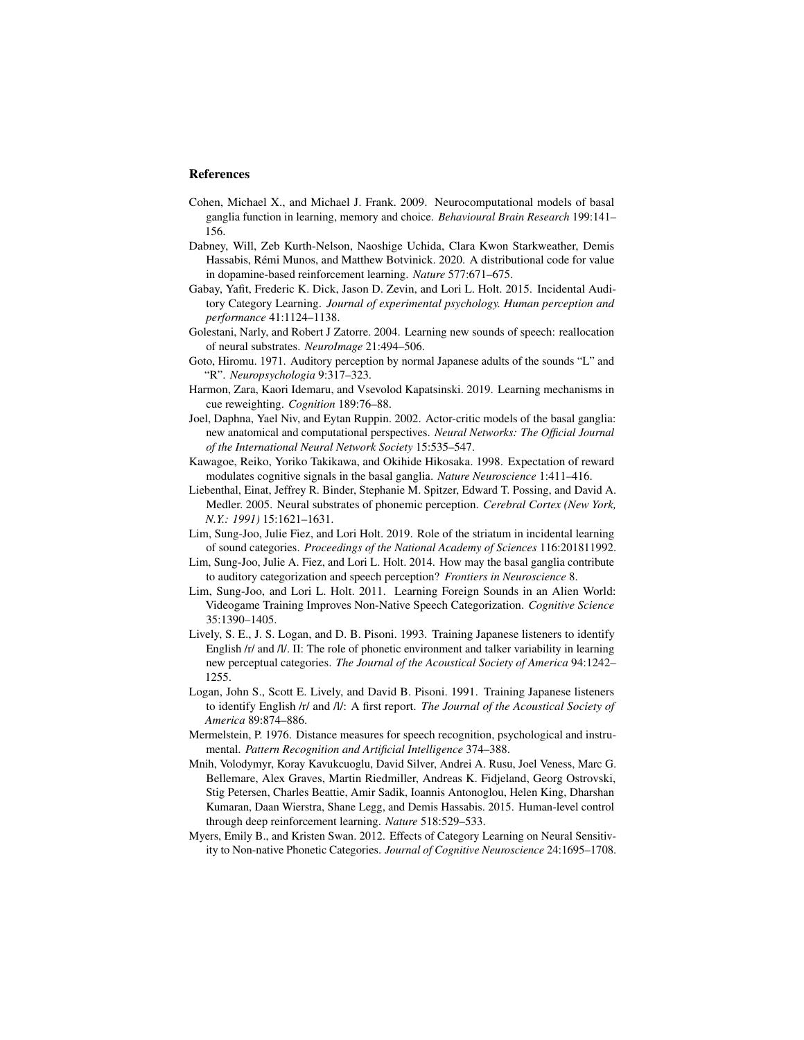## References

Cohen, Michael X., and Michael J. Frank. 2009. Neurocomputational models of basal ganglia function in learning, memory and choice. *Behavioural Brain Research* 199:141–156.

Dabney, Will, Zeb Kurth-Nelson, Naoshige Uchida, Clara Kwon Starkweather, Demis Hassabis, Rémi Munos, and Matthew Botvinick. 2020. A distributional code for value in dopamine-based reinforcement learning. *Nature* 577:671–675.

Gabay, Yafit, Frederic K. Dick, Jason D. Zevin, and Lori L. Holt. 2015. Incidental Auditory Category Learning. *Journal of experimental psychology. Human perception and performance* 41:1124–1138.

Golestani, Narly, and Robert J Zatorre. 2004. Learning new sounds of speech: reallocation of neural substrates. *NeuroImage* 21:494–506.

Goto, Hiromu. 1971. Auditory perception by normal Japanese adults of the sounds "L" and "R". *Neuropsychologia* 9:317–323.

Harmon, Zara, Kaori Idemaru, and Vsevolod Kapatsinski. 2019. Learning mechanisms in cue reweighting. *Cognition* 189:76–88.

Joel, Daphna, Yael Niv, and Eytan Ruppin. 2002. Actor-critic models of the basal ganglia: new anatomical and computational perspectives. *Neural Networks: The Official Journal of the International Neural Network Society* 15:535–547.

Kawagoe, Reiko, Yoriko Takikawa, and Okihide Hikosaka. 1998. Expectation of reward modulates cognitive signals in the basal ganglia. *Nature Neuroscience* 1:411–416.

Liebenthal, Einat, Jeffrey R. Binder, Stephanie M. Spitzer, Edward T. Possing, and David A. Medler. 2005. Neural substrates of phonemic perception. *Cerebral Cortex (New York, N.Y.: 1991)* 15:1621–1631.

Lim, Sung-Joo, Julie Fiez, and Lori Holt. 2019. Role of the striatum in incidental learning of sound categories. *Proceedings of the National Academy of Sciences* 116:201811992.

Lim, Sung-Joo, Julie A. Fiez, and Lori L. Holt. 2014. How may the basal ganglia contribute to auditory categorization and speech perception? *Frontiers in Neuroscience* 8.

Lim, Sung-Joo, and Lori L. Holt. 2011. Learning Foreign Sounds in an Alien World: Videogame Training Improves Non-Native Speech Categorization. *Cognitive Science* 35:1390–1405.

Lively, S. E., J. S. Logan, and D. B. Pisoni. 1993. Training Japanese listeners to identify English /r/ and /l/. II: The role of phonetic environment and talker variability in learning new perceptual categories. *The Journal of the Acoustical Society of America* 94:1242–1255.

Logan, John S., Scott E. Lively, and David B. Pisoni. 1991. Training Japanese listeners to identify English /r/ and /l/: A first report. *The Journal of the Acoustical Society of America* 89:874–886.

Mermelstein, P. 1976. Distance measures for speech recognition, psychological and instrumental. *Pattern Recognition and Artificial Intelligence* 374–388.

Mnih, Volodymyr, Koray Kavukcuoglu, David Silver, Andrei A. Rusu, Joel Veness, Marc G. Bellemare, Alex Graves, Martin Riedmiller, Andreas K. Fidjeland, Georg Ostrovski, Stig Petersen, Charles Beattie, Amir Sadik, Ioannis Antonoglou, Helen King, Dharshan Kumaran, Daan Wierstra, Shane Legg, and Demis Hassabis. 2015. Human-level control through deep reinforcement learning. *Nature* 518:529–533.

Myers, Emily B., and Kristen Swan. 2012. Effects of Category Learning on Neural Sensitivity to Non-native Phonetic Categories. *Journal of Cognitive Neuroscience* 24:1695–1708.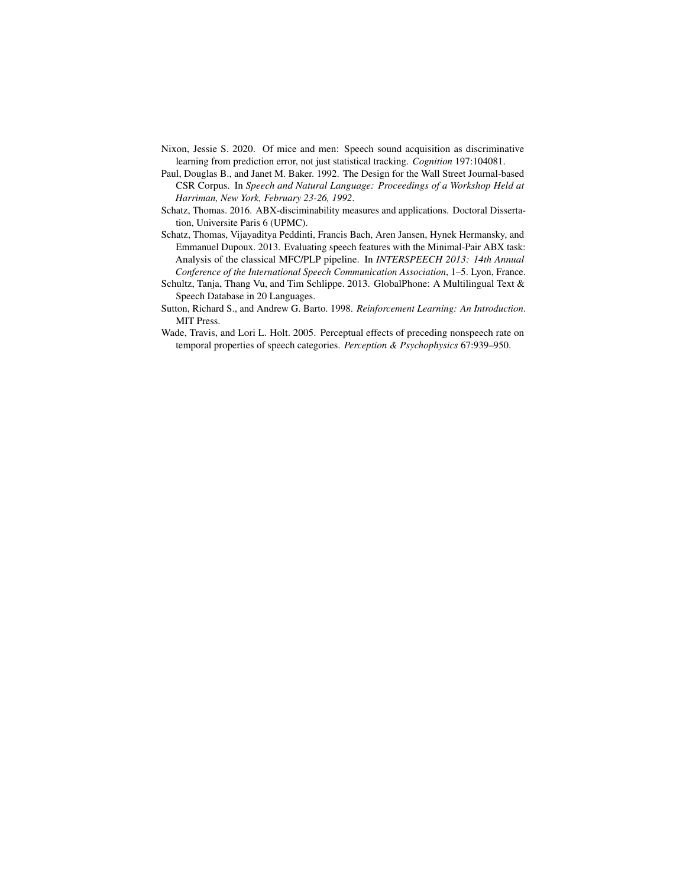Nixon, Jessie S. 2020. Of mice and men: Speech sound acquisition as discriminative learning from prediction error, not just statistical tracking. *Cognition* 197:104081.

Paul, Douglas B., and Janet M. Baker. 1992. The Design for the Wall Street Journal-based CSR Corpus. In *Speech and Natural Language: Proceedings of a Workshop Held at Harriman, New York, February 23-26, 1992*.

Schatz, Thomas. 2016. ABX-disciminability measures and applications. Doctoral Dissertation, Universite Paris 6 (UPMC).

Schatz, Thomas, Vijayaditya Peddinti, Francis Bach, Aren Jansen, Hynek Hermansky, and Emmanuel Dupoux. 2013. Evaluating speech features with the Minimal-Pair ABX task: Analysis of the classical MFC/PLP pipeline. In *INTERSPEECH 2013: 14th Annual Conference of the International Speech Communication Association*, 1–5. Lyon, France.

Schultz, Tanja, Thang Vu, and Tim Schlippe. 2013. GlobalPhone: A Multilingual Text & Speech Database in 20 Languages.

Sutton, Richard S., and Andrew G. Barto. 1998. *Reinforcement Learning: An Introduction*. MIT Press.

Wade, Travis, and Lori L. Holt. 2005. Perceptual effects of preceding nonspeech rate on temporal properties of speech categories. *Perception & Psychophysics* 67:939–950.